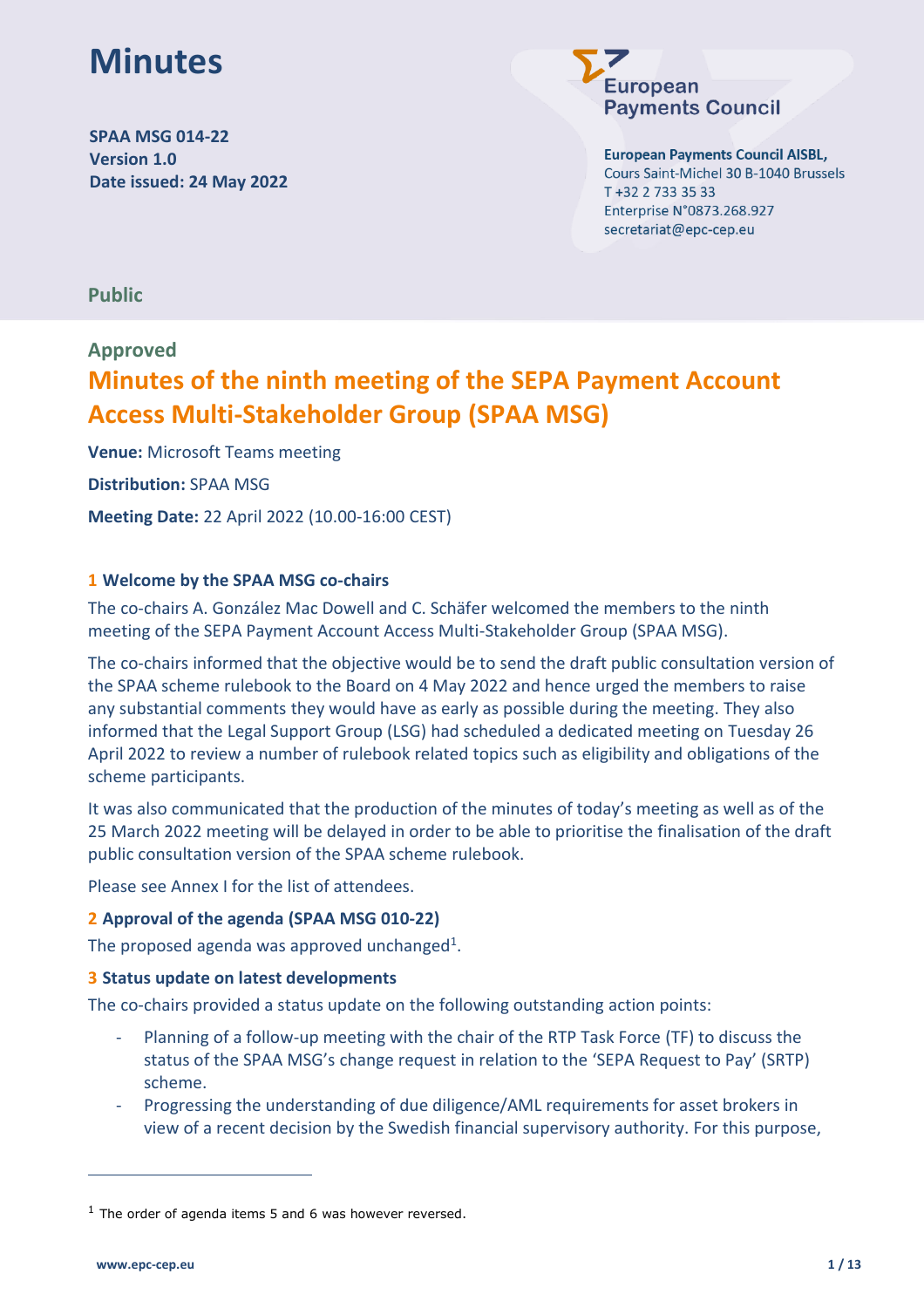# Minutes

**SPAA MSG 014-22**
**Version 1.0**
**Date issued: 24 May 2022**

European Payments Council

**European Payments Council AISBL,**
Cours Saint-Michel 30 B-1040 Brussels
T +32 2 733 35 33
Enterprise N°0873.268.927
secretariat@epc-cep.eu

**Public**

**Approved**

## Minutes of the ninth meeting of the SEPA Payment Account Access Multi-Stakeholder Group (SPAA MSG)

**Venue:** Microsoft Teams meeting

**Distribution:** SPAA MSG

**Meeting Date:** 22 April 2022 (10.00-16:00 CEST)

### 1 Welcome by the SPAA MSG co-chairs

The co-chairs A. González Mac Dowell and C. Schäfer welcomed the members to the ninth meeting of the SEPA Payment Account Access Multi-Stakeholder Group (SPAA MSG).

The co-chairs informed that the objective would be to send the draft public consultation version of the SPAA scheme rulebook to the Board on 4 May 2022 and hence urged the members to raise any substantial comments they would have as early as possible during the meeting. They also informed that the Legal Support Group (LSG) had scheduled a dedicated meeting on Tuesday 26 April 2022 to review a number of rulebook related topics such as eligibility and obligations of the scheme participants.

It was also communicated that the production of the minutes of today's meeting as well as of the 25 March 2022 meeting will be delayed in order to be able to prioritise the finalisation of the draft public consultation version of the SPAA scheme rulebook.

Please see Annex I for the list of attendees.

### 2 Approval of the agenda (SPAA MSG 010-22)

The proposed agenda was approved unchanged[1].

### 3 Status update on latest developments

The co-chairs provided a status update on the following outstanding action points:

- Planning of a follow-up meeting with the chair of the RTP Task Force (TF) to discuss the status of the SPAA MSG's change request in relation to the 'SEPA Request to Pay' (SRTP) scheme.
- Progressing the understanding of due diligence/AML requirements for asset brokers in view of a recent decision by the Swedish financial supervisory authority. For this purpose,

[1] The order of agenda items 5 and 6 was however reversed.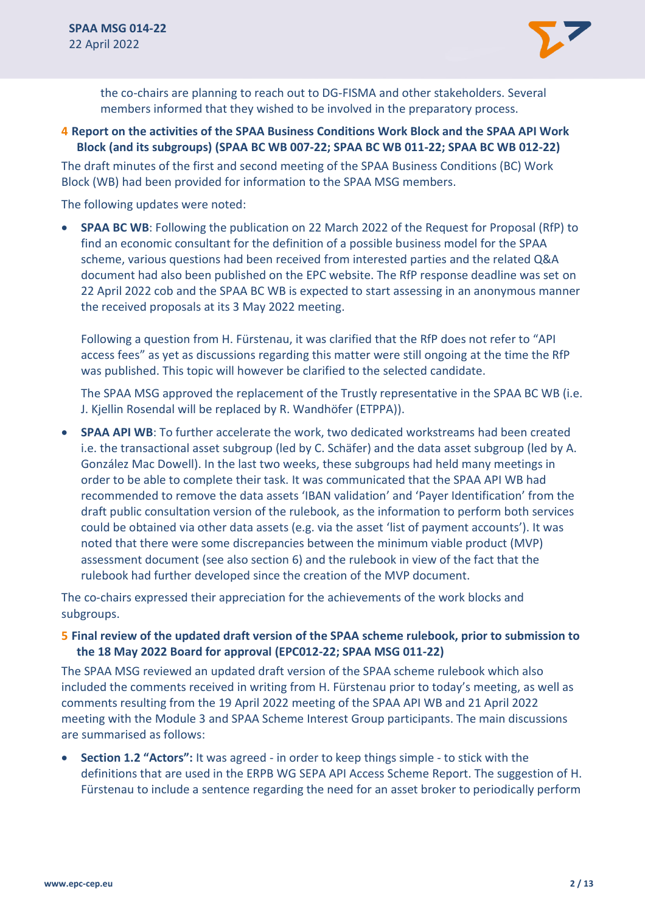the co-chairs are planning to reach out to DG-FISMA and other stakeholders. Several members informed that they wished to be involved in the preparatory process.

### 4 Report on the activities of the SPAA Business Conditions Work Block and the SPAA API Work Block (and its subgroups) (SPAA BC WB 007-22; SPAA BC WB 011-22; SPAA BC WB 012-22)

The draft minutes of the first and second meeting of the SPAA Business Conditions (BC) Work Block (WB) had been provided for information to the SPAA MSG members.

The following updates were noted:

- **SPAA BC WB**: Following the publication on 22 March 2022 of the Request for Proposal (RfP) to find an economic consultant for the definition of a possible business model for the SPAA scheme, various questions had been received from interested parties and the related Q&A document had also been published on the EPC website. The RfP response deadline was set on 22 April 2022 cob and the SPAA BC WB is expected to start assessing in an anonymous manner the received proposals at its 3 May 2022 meeting.

  Following a question from H. Fürstenau, it was clarified that the RfP does not refer to "API access fees" as yet as discussions regarding this matter were still ongoing at the time the RfP was published. This topic will however be clarified to the selected candidate.

  The SPAA MSG approved the replacement of the Trustly representative in the SPAA BC WB (i.e. J. Kjellin Rosendal will be replaced by R. Wandhöfer (ETPPA)).

- **SPAA API WB**: To further accelerate the work, two dedicated workstreams had been created i.e. the transactional asset subgroup (led by C. Schäfer) and the data asset subgroup (led by A. González Mac Dowell). In the last two weeks, these subgroups had held many meetings in order to be able to complete their task. It was communicated that the SPAA API WB had recommended to remove the data assets 'IBAN validation' and 'Payer Identification' from the draft public consultation version of the rulebook, as the information to perform both services could be obtained via other data assets (e.g. via the asset 'list of payment accounts'). It was noted that there were some discrepancies between the minimum viable product (MVP) assessment document (see also section 6) and the rulebook in view of the fact that the rulebook had further developed since the creation of the MVP document.

The co-chairs expressed their appreciation for the achievements of the work blocks and subgroups.

### 5 Final review of the updated draft version of the SPAA scheme rulebook, prior to submission to the 18 May 2022 Board for approval (EPC012-22; SPAA MSG 011-22)

The SPAA MSG reviewed an updated draft version of the SPAA scheme rulebook which also included the comments received in writing from H. Fürstenau prior to today's meeting, as well as comments resulting from the 19 April 2022 meeting of the SPAA API WB and 21 April 2022 meeting with the Module 3 and SPAA Scheme Interest Group participants. The main discussions are summarised as follows:

- **Section 1.2 "Actors":** It was agreed - in order to keep things simple - to stick with the definitions that are used in the ERPB WG SEPA API Access Scheme Report. The suggestion of H. Fürstenau to include a sentence regarding the need for an asset broker to periodically perform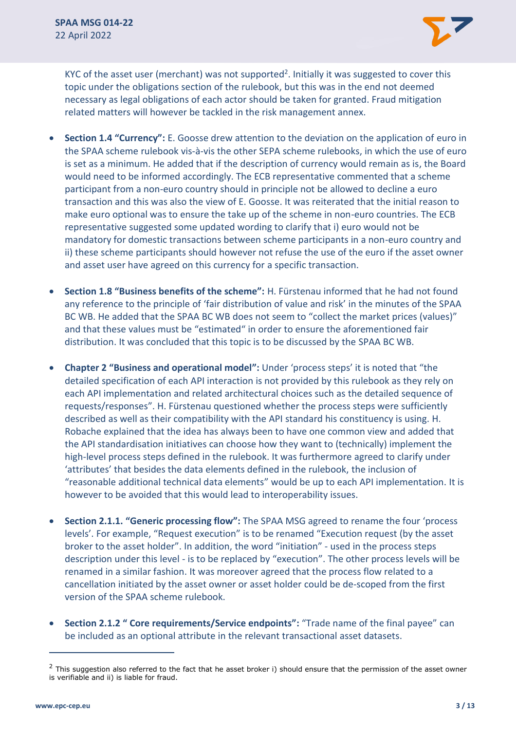KYC of the asset user (merchant) was not supported[2]. Initially it was suggested to cover this topic under the obligations section of the rulebook, but this was in the end not deemed necessary as legal obligations of each actor should be taken for granted. Fraud mitigation related matters will however be tackled in the risk management annex.

- **Section 1.4 "Currency":** E. Goosse drew attention to the deviation on the application of euro in the SPAA scheme rulebook vis-à-vis the other SEPA scheme rulebooks, in which the use of euro is set as a minimum. He added that if the description of currency would remain as is, the Board would need to be informed accordingly. The ECB representative commented that a scheme participant from a non-euro country should in principle not be allowed to decline a euro transaction and this was also the view of E. Goosse. It was reiterated that the initial reason to make euro optional was to ensure the take up of the scheme in non-euro countries. The ECB representative suggested some updated wording to clarify that i) euro would not be mandatory for domestic transactions between scheme participants in a non-euro country and ii) these scheme participants should however not refuse the use of the euro if the asset owner and asset user have agreed on this currency for a specific transaction.

- **Section 1.8 "Business benefits of the scheme":** H. Fürstenau informed that he had not found any reference to the principle of 'fair distribution of value and risk' in the minutes of the SPAA BC WB. He added that the SPAA BC WB does not seem to "collect the market prices (values)" and that these values must be "estimated" in order to ensure the aforementioned fair distribution. It was concluded that this topic is to be discussed by the SPAA BC WB.

- **Chapter 2 "Business and operational model":** Under 'process steps' it is noted that "the detailed specification of each API interaction is not provided by this rulebook as they rely on each API implementation and related architectural choices such as the detailed sequence of requests/responses". H. Fürstenau questioned whether the process steps were sufficiently described as well as their compatibility with the API standard his constituency is using. H. Robache explained that the idea has always been to have one common view and added that the API standardisation initiatives can choose how they want to (technically) implement the high-level process steps defined in the rulebook. It was furthermore agreed to clarify under 'attributes' that besides the data elements defined in the rulebook, the inclusion of "reasonable additional technical data elements" would be up to each API implementation. It is however to be avoided that this would lead to interoperability issues.

- **Section 2.1.1. "Generic processing flow":** The SPAA MSG agreed to rename the four 'process levels'. For example, "Request execution" is to be renamed "Execution request (by the asset broker to the asset holder". In addition, the word "initiation" - used in the process steps description under this level - is to be replaced by "execution". The other process levels will be renamed in a similar fashion. It was moreover agreed that the process flow related to a cancellation initiated by the asset owner or asset holder could be de-scoped from the first version of the SPAA scheme rulebook.

- **Section 2.1.2 " Core requirements/Service endpoints":** "Trade name of the final payee" can be included as an optional attribute in the relevant transactional asset datasets.

---

[2] This suggestion also referred to the fact that he asset broker i) should ensure that the permission of the asset owner is verifiable and ii) is liable for fraud.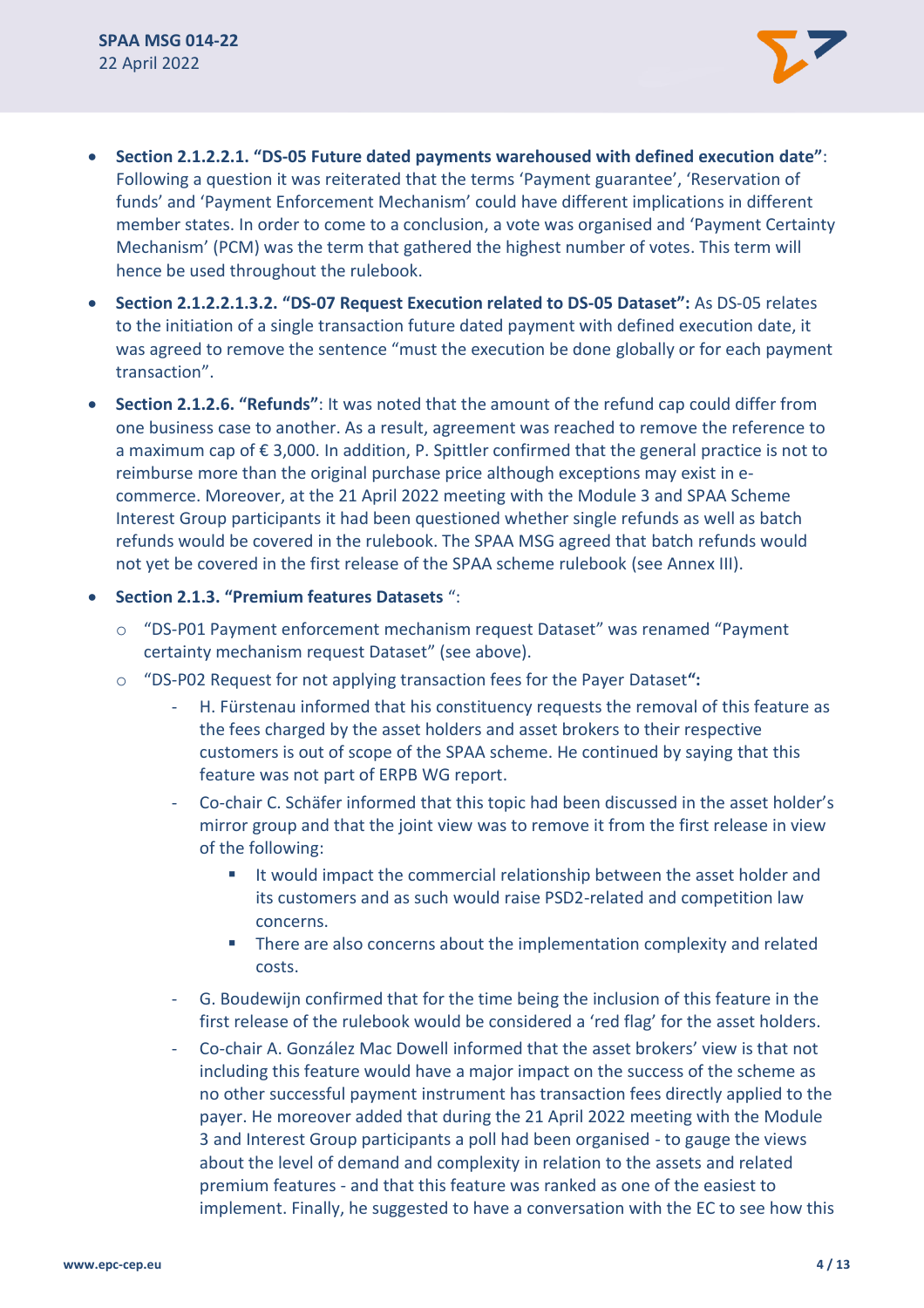- **Section 2.1.2.2.1. "DS-05 Future dated payments warehoused with defined execution date"**: Following a question it was reiterated that the terms 'Payment guarantee', 'Reservation of funds' and 'Payment Enforcement Mechanism' could have different implications in different member states. In order to come to a conclusion, a vote was organised and 'Payment Certainty Mechanism' (PCM) was the term that gathered the highest number of votes. This term will hence be used throughout the rulebook.
- **Section 2.1.2.2.1.3.2. "DS-07 Request Execution related to DS-05 Dataset":** As DS-05 relates to the initiation of a single transaction future dated payment with defined execution date, it was agreed to remove the sentence "must the execution be done globally or for each payment transaction".
- **Section 2.1.2.6. "Refunds"**: It was noted that the amount of the refund cap could differ from one business case to another. As a result, agreement was reached to remove the reference to a maximum cap of € 3,000. In addition, P. Spittler confirmed that the general practice is not to reimburse more than the original purchase price although exceptions may exist in e-commerce. Moreover, at the 21 April 2022 meeting with the Module 3 and SPAA Scheme Interest Group participants it had been questioned whether single refunds as well as batch refunds would be covered in the rulebook. The SPAA MSG agreed that batch refunds would not yet be covered in the first release of the SPAA scheme rulebook (see Annex III).
- **Section 2.1.3. "Premium features Datasets** ":
  - "DS-P01 Payment enforcement mechanism request Dataset" was renamed "Payment certainty mechanism request Dataset" (see above).
  - "DS-P02 Request for not applying transaction fees for the Payer Dataset**":**
    - H. Fürstenau informed that his constituency requests the removal of this feature as the fees charged by the asset holders and asset brokers to their respective customers is out of scope of the SPAA scheme. He continued by saying that this feature was not part of ERPB WG report.
    - Co-chair C. Schäfer informed that this topic had been discussed in the asset holder's mirror group and that the joint view was to remove it from the first release in view of the following:
      - It would impact the commercial relationship between the asset holder and its customers and as such would raise PSD2-related and competition law concerns.
      - There are also concerns about the implementation complexity and related costs.
    - G. Boudewijn confirmed that for the time being the inclusion of this feature in the first release of the rulebook would be considered a 'red flag' for the asset holders.
    - Co-chair A. González Mac Dowell informed that the asset brokers' view is that not including this feature would have a major impact on the success of the scheme as no other successful payment instrument has transaction fees directly applied to the payer. He moreover added that during the 21 April 2022 meeting with the Module 3 and Interest Group participants a poll had been organised - to gauge the views about the level of demand and complexity in relation to the assets and related premium features - and that this feature was ranked as one of the easiest to implement. Finally, he suggested to have a conversation with the EC to see how this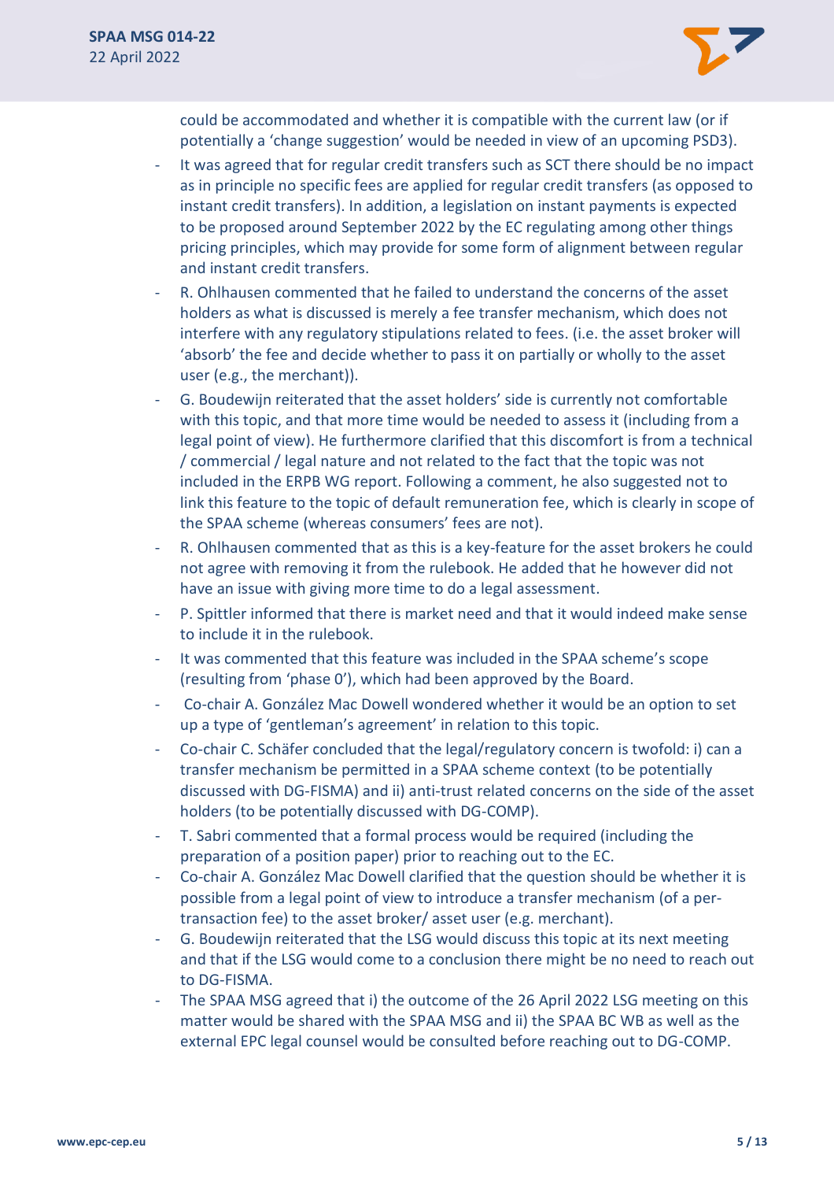could be accommodated and whether it is compatible with the current law (or if potentially a 'change suggestion' would be needed in view of an upcoming PSD3).

- It was agreed that for regular credit transfers such as SCT there should be no impact as in principle no specific fees are applied for regular credit transfers (as opposed to instant credit transfers). In addition, a legislation on instant payments is expected to be proposed around September 2022 by the EC regulating among other things pricing principles, which may provide for some form of alignment between regular and instant credit transfers.
- R. Ohlhausen commented that he failed to understand the concerns of the asset holders as what is discussed is merely a fee transfer mechanism, which does not interfere with any regulatory stipulations related to fees. (i.e. the asset broker will 'absorb' the fee and decide whether to pass it on partially or wholly to the asset user (e.g., the merchant)).
- G. Boudewijn reiterated that the asset holders' side is currently not comfortable with this topic, and that more time would be needed to assess it (including from a legal point of view). He furthermore clarified that this discomfort is from a technical / commercial / legal nature and not related to the fact that the topic was not included in the ERPB WG report. Following a comment, he also suggested not to link this feature to the topic of default remuneration fee, which is clearly in scope of the SPAA scheme (whereas consumers' fees are not).
- R. Ohlhausen commented that as this is a key-feature for the asset brokers he could not agree with removing it from the rulebook. He added that he however did not have an issue with giving more time to do a legal assessment.
- P. Spittler informed that there is market need and that it would indeed make sense to include it in the rulebook.
- It was commented that this feature was included in the SPAA scheme's scope (resulting from 'phase 0'), which had been approved by the Board.
- Co-chair A. González Mac Dowell wondered whether it would be an option to set up a type of 'gentleman's agreement' in relation to this topic.
- Co-chair C. Schäfer concluded that the legal/regulatory concern is twofold: i) can a transfer mechanism be permitted in a SPAA scheme context (to be potentially discussed with DG-FISMA) and ii) anti-trust related concerns on the side of the asset holders (to be potentially discussed with DG-COMP).
- T. Sabri commented that a formal process would be required (including the preparation of a position paper) prior to reaching out to the EC.
- Co-chair A. González Mac Dowell clarified that the question should be whether it is possible from a legal point of view to introduce a transfer mechanism (of a per-transaction fee) to the asset broker/ asset user (e.g. merchant).
- G. Boudewijn reiterated that the LSG would discuss this topic at its next meeting and that if the LSG would come to a conclusion there might be no need to reach out to DG-FISMA.
- The SPAA MSG agreed that i) the outcome of the 26 April 2022 LSG meeting on this matter would be shared with the SPAA MSG and ii) the SPAA BC WB as well as the external EPC legal counsel would be consulted before reaching out to DG-COMP.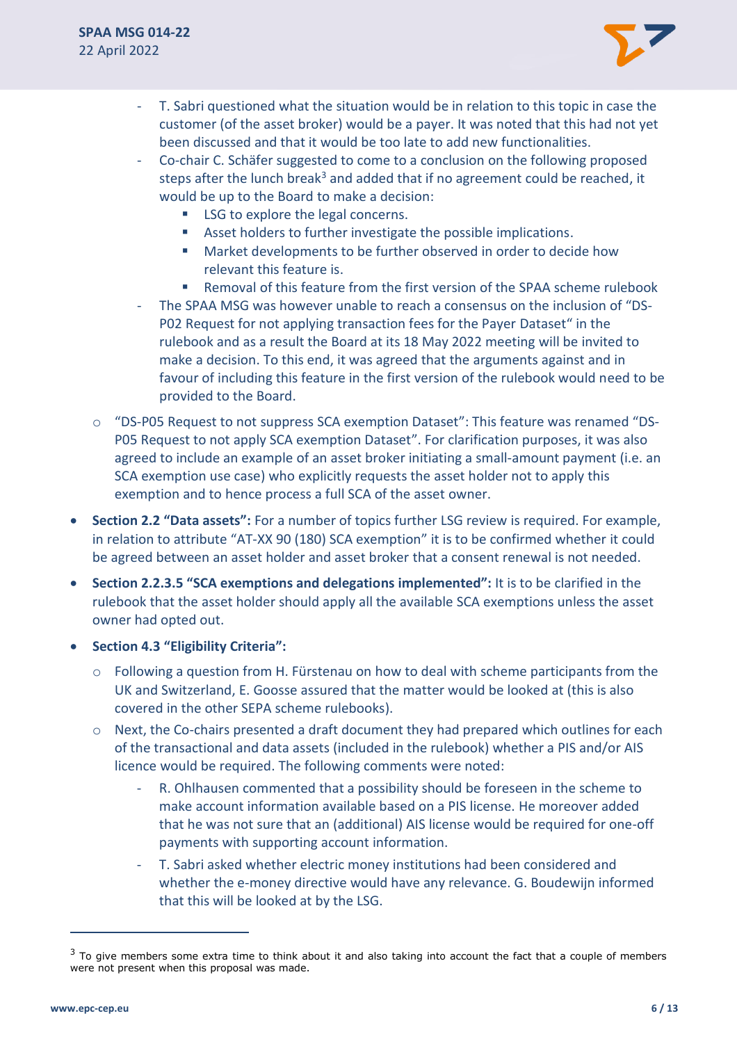- T. Sabri questioned what the situation would be in relation to this topic in case the customer (of the asset broker) would be a payer. It was noted that this had not yet been discussed and that it would be too late to add new functionalities.
    - Co-chair C. Schäfer suggested to come to a conclusion on the following proposed steps after the lunch break[3] and added that if no agreement could be reached, it would be up to the Board to make a decision:
        - LSG to explore the legal concerns.
        - Asset holders to further investigate the possible implications.
        - Market developments to be further observed in order to decide how relevant this feature is.
        - Removal of this feature from the first version of the SPAA scheme rulebook
    - The SPAA MSG was however unable to reach a consensus on the inclusion of "DS-P02 Request for not applying transaction fees for the Payer Dataset" in the rulebook and as a result the Board at its 18 May 2022 meeting will be invited to make a decision. To this end, it was agreed that the arguments against and in favour of including this feature in the first version of the rulebook would need to be provided to the Board.
  - "DS-P05 Request to not suppress SCA exemption Dataset": This feature was renamed "DS-P05 Request to not apply SCA exemption Dataset". For clarification purposes, it was also agreed to include an example of an asset broker initiating a small-amount payment (i.e. an SCA exemption use case) who explicitly requests the asset holder not to apply this exemption and to hence process a full SCA of the asset owner.
- **Section 2.2 "Data assets":** For a number of topics further LSG review is required. For example, in relation to attribute "AT-XX 90 (180) SCA exemption" it is to be confirmed whether it could be agreed between an asset holder and asset broker that a consent renewal is not needed.
- **Section 2.2.3.5 "SCA exemptions and delegations implemented":** It is to be clarified in the rulebook that the asset holder should apply all the available SCA exemptions unless the asset owner had opted out.
- **Section 4.3 "Eligibility Criteria":**
  - Following a question from H. Fürstenau on how to deal with scheme participants from the UK and Switzerland, E. Goosse assured that the matter would be looked at (this is also covered in the other SEPA scheme rulebooks).
  - Next, the Co-chairs presented a draft document they had prepared which outlines for each of the transactional and data assets (included in the rulebook) whether a PIS and/or AIS licence would be required. The following comments were noted:
    - R. Ohlhausen commented that a possibility should be foreseen in the scheme to make account information available based on a PIS license. He moreover added that he was not sure that an (additional) AIS license would be required for one-off payments with supporting account information.
    - T. Sabri asked whether electric money institutions had been considered and whether the e-money directive would have any relevance. G. Boudewijn informed that this will be looked at by the LSG.

[3] To give members some extra time to think about it and also taking into account the fact that a couple of members were not present when this proposal was made.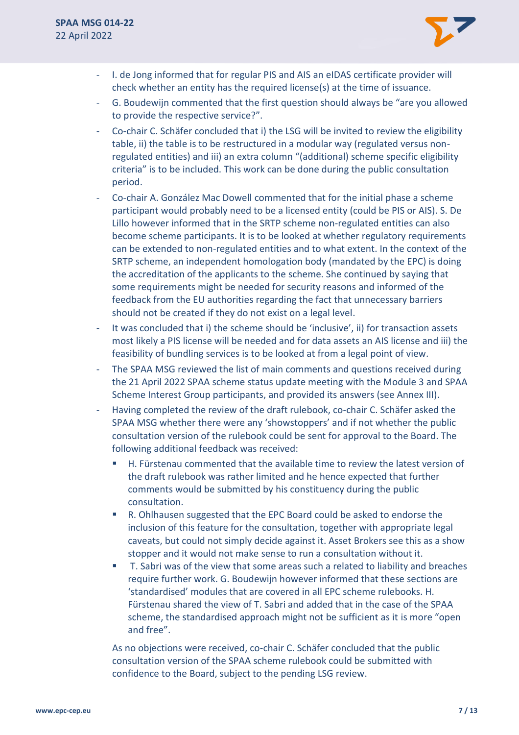- I. de Jong informed that for regular PIS and AIS an eIDAS certificate provider will check whether an entity has the required license(s) at the time of issuance.
- G. Boudewijn commented that the first question should always be "are you allowed to provide the respective service?".
- Co-chair C. Schäfer concluded that i) the LSG will be invited to review the eligibility table, ii) the table is to be restructured in a modular way (regulated versus non-regulated entities) and iii) an extra column "(additional) scheme specific eligibility criteria" is to be included. This work can be done during the public consultation period.
- Co-chair A. González Mac Dowell commented that for the initial phase a scheme participant would probably need to be a licensed entity (could be PIS or AIS). S. De Lillo however informed that in the SRTP scheme non-regulated entities can also become scheme participants. It is to be looked at whether regulatory requirements can be extended to non-regulated entities and to what extent. In the context of the SRTP scheme, an independent homologation body (mandated by the EPC) is doing the accreditation of the applicants to the scheme. She continued by saying that some requirements might be needed for security reasons and informed of the feedback from the EU authorities regarding the fact that unnecessary barriers should not be created if they do not exist on a legal level.
- It was concluded that i) the scheme should be 'inclusive', ii) for transaction assets most likely a PIS license will be needed and for data assets an AIS license and iii) the feasibility of bundling services is to be looked at from a legal point of view.
- The SPAA MSG reviewed the list of main comments and questions received during the 21 April 2022 SPAA scheme status update meeting with the Module 3 and SPAA Scheme Interest Group participants, and provided its answers (see Annex III).
- Having completed the review of the draft rulebook, co-chair C. Schäfer asked the SPAA MSG whether there were any 'showstoppers' and if not whether the public consultation version of the rulebook could be sent for approval to the Board. The following additional feedback was received:
  - H. Fürstenau commented that the available time to review the latest version of the draft rulebook was rather limited and he hence expected that further comments would be submitted by his constituency during the public consultation.
  - R. Ohlhausen suggested that the EPC Board could be asked to endorse the inclusion of this feature for the consultation, together with appropriate legal caveats, but could not simply decide against it. Asset Brokers see this as a show stopper and it would not make sense to run a consultation without it.
  - T. Sabri was of the view that some areas such a related to liability and breaches require further work. G. Boudewijn however informed that these sections are 'standardised' modules that are covered in all EPC scheme rulebooks. H. Fürstenau shared the view of T. Sabri and added that in the case of the SPAA scheme, the standardised approach might not be sufficient as it is more "open and free".

  As no objections were received, co-chair C. Schäfer concluded that the public consultation version of the SPAA scheme rulebook could be submitted with confidence to the Board, subject to the pending LSG review.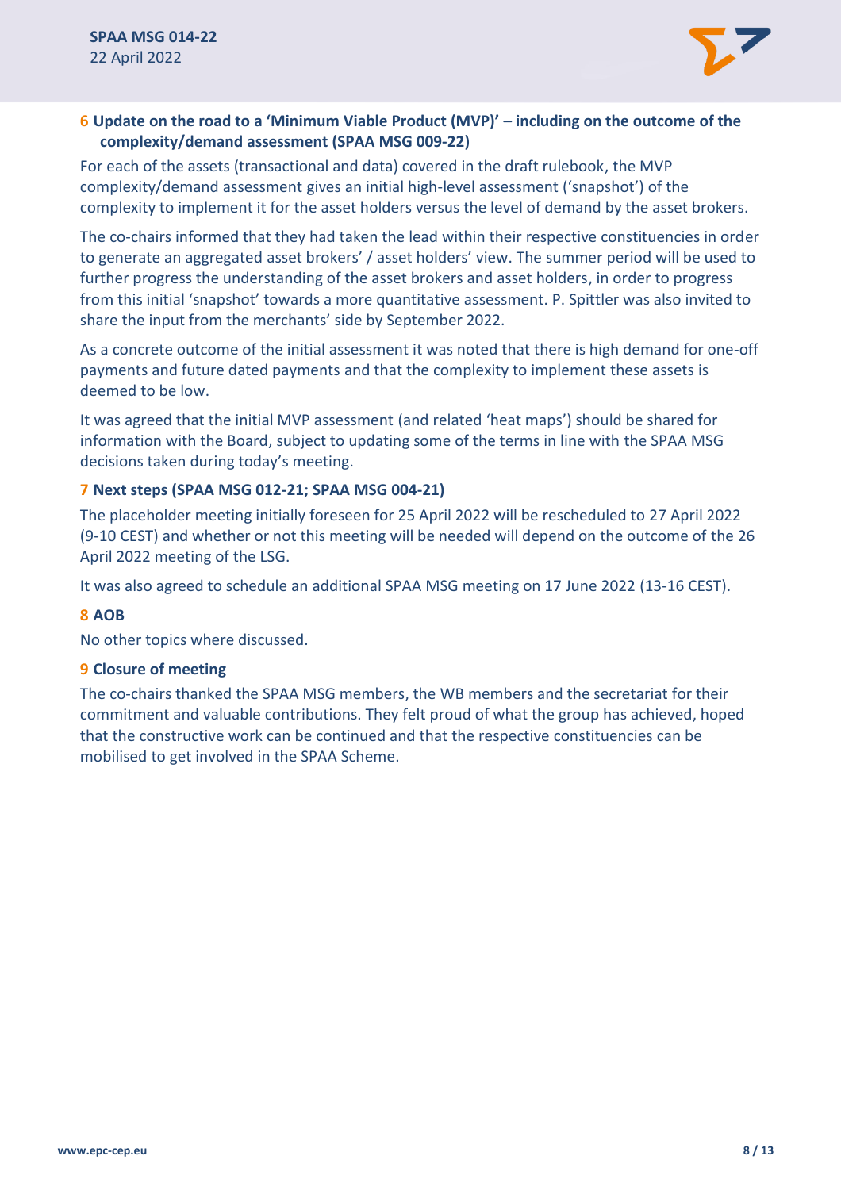## 6 Update on the road to a 'Minimum Viable Product (MVP)' – including on the outcome of the complexity/demand assessment (SPAA MSG 009-22)

For each of the assets (transactional and data) covered in the draft rulebook, the MVP complexity/demand assessment gives an initial high-level assessment ('snapshot') of the complexity to implement it for the asset holders versus the level of demand by the asset brokers.

The co-chairs informed that they had taken the lead within their respective constituencies in order to generate an aggregated asset brokers' / asset holders' view. The summer period will be used to further progress the understanding of the asset brokers and asset holders, in order to progress from this initial 'snapshot' towards a more quantitative assessment. P. Spittler was also invited to share the input from the merchants' side by September 2022.

As a concrete outcome of the initial assessment it was noted that there is high demand for one-off payments and future dated payments and that the complexity to implement these assets is deemed to be low.

It was agreed that the initial MVP assessment (and related 'heat maps') should be shared for information with the Board, subject to updating some of the terms in line with the SPAA MSG decisions taken during today's meeting.

## 7 Next steps (SPAA MSG 012-21; SPAA MSG 004-21)

The placeholder meeting initially foreseen for 25 April 2022 will be rescheduled to 27 April 2022 (9-10 CEST) and whether or not this meeting will be needed will depend on the outcome of the 26 April 2022 meeting of the LSG.

It was also agreed to schedule an additional SPAA MSG meeting on 17 June 2022 (13-16 CEST).

## 8 AOB

No other topics where discussed.

## 9 Closure of meeting

The co-chairs thanked the SPAA MSG members, the WB members and the secretariat for their commitment and valuable contributions. They felt proud of what the group has achieved, hoped that the constructive work can be continued and that the respective constituencies can be mobilised to get involved in the SPAA Scheme.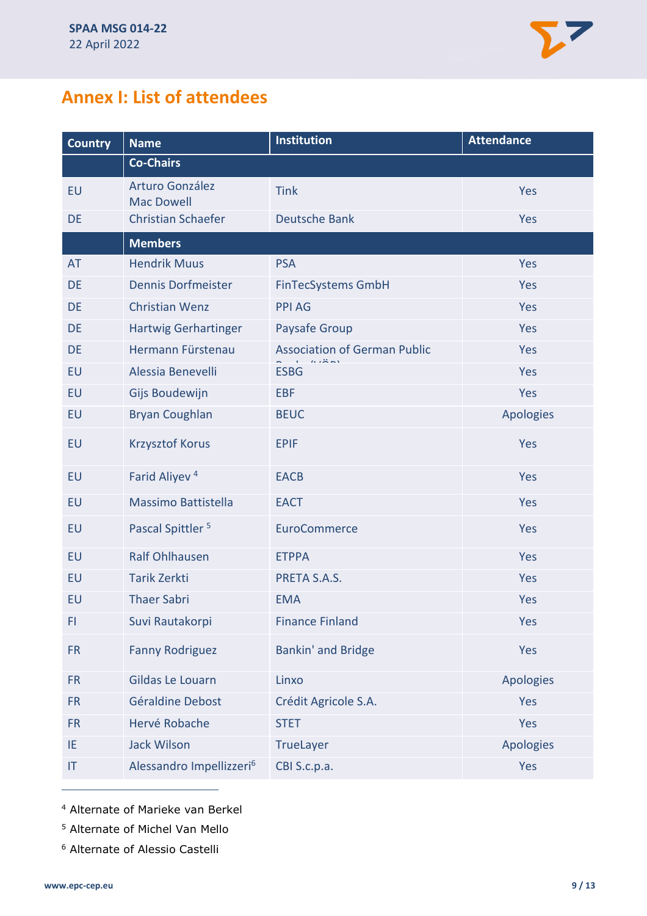## Annex I: List of attendees

| Country | Name | Institution | Attendance |
|---|---|---|---|
| | **Co-Chairs** | | |
| EU | Arturo González Mac Dowell | Tink | Yes |
| DE | Christian Schaefer | Deutsche Bank | Yes |
| | **Members** | | |
| AT | Hendrik Muus | PSA | Yes |
| DE | Dennis Dorfmeister | FinTecSystems GmbH | Yes |
| DE | Christian Wenz | PPI AG | Yes |
| DE | Hartwig Gerhartinger | Paysafe Group | Yes |
| DE | Hermann Fürstenau | Association of German Public Banks (VÖB) | Yes |
| EU | Alessia Benevelli | ESBG | Yes |
| EU | Gijs Boudewijn | EBF | Yes |
| EU | Bryan Coughlan | BEUC | Apologies |
| EU | Krzysztof Korus | EPIF | Yes |
| EU | Farid Aliyev [4] | EACB | Yes |
| EU | Massimo Battistella | EACT | Yes |
| EU | Pascal Spittler [5] | EuroCommerce | Yes |
| EU | Ralf Ohlhausen | ETPPA | Yes |
| EU | Tarik Zerkti | PRETA S.A.S. | Yes |
| EU | Thaer Sabri | EMA | Yes |
| FI | Suvi Rautakorpi | Finance Finland | Yes |
| FR | Fanny Rodriguez | Bankin' and Bridge | Yes |
| FR | Gildas Le Louarn | Linxo | Apologies |
| FR | Géraldine Debost | Crédit Agricole S.A. | Yes |
| FR | Hervé Robache | STET | Yes |
| IE | Jack Wilson | TrueLayer | Apologies |
| IT | Alessandro Impellizzeri [6] | CBI S.c.p.a. | Yes |

[4] Alternate of Marieke van Berkel

[5] Alternate of Michel Van Mello

[6] Alternate of Alessio Castelli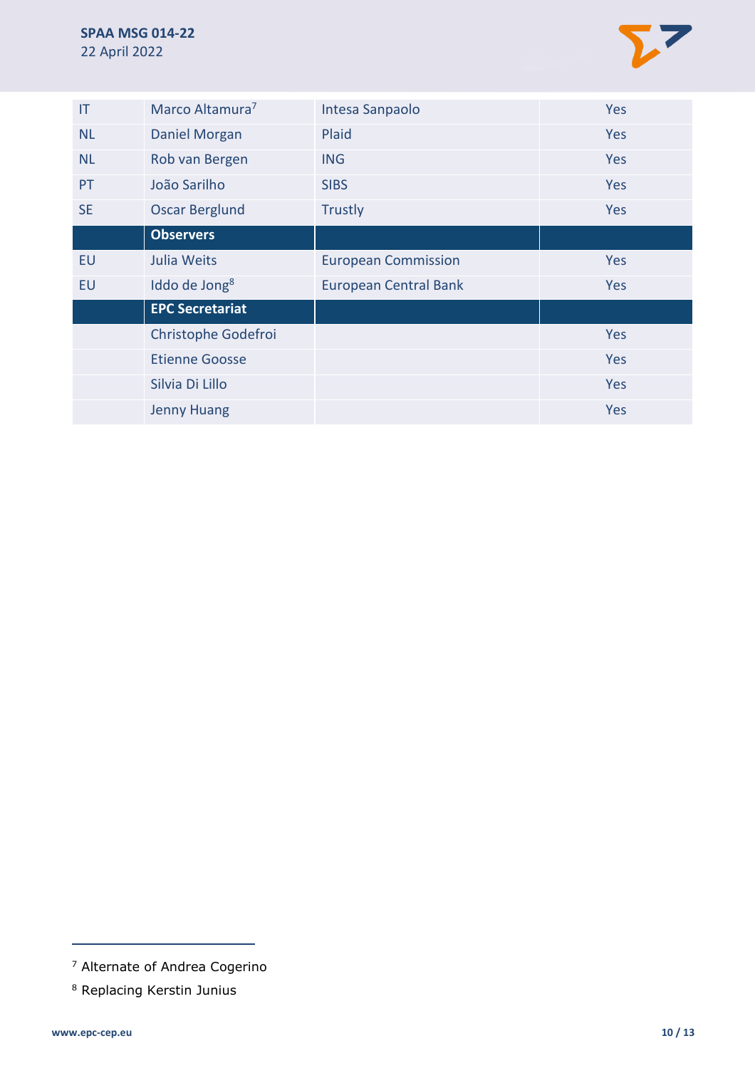| | | | |
|---|---|---|---|
| IT | Marco Altamura[7] | Intesa Sanpaolo | Yes |
| NL | Daniel Morgan | Plaid | Yes |
| NL | Rob van Bergen | ING | Yes |
| PT | João Sarilho | SIBS | Yes |
| SE | Oscar Berglund | Trustly | Yes |
| | **Observers** | | |
| EU | Julia Weits | European Commission | Yes |
| EU | Iddo de Jong[8] | European Central Bank | Yes |
| | **EPC Secretariat** | | |
| | Christophe Godefroi | | Yes |
| | Etienne Goosse | | Yes |
| | Silvia Di Lillo | | Yes |
| | Jenny Huang | | Yes |

[7] Alternate of Andrea Cogerino

[8] Replacing Kerstin Junius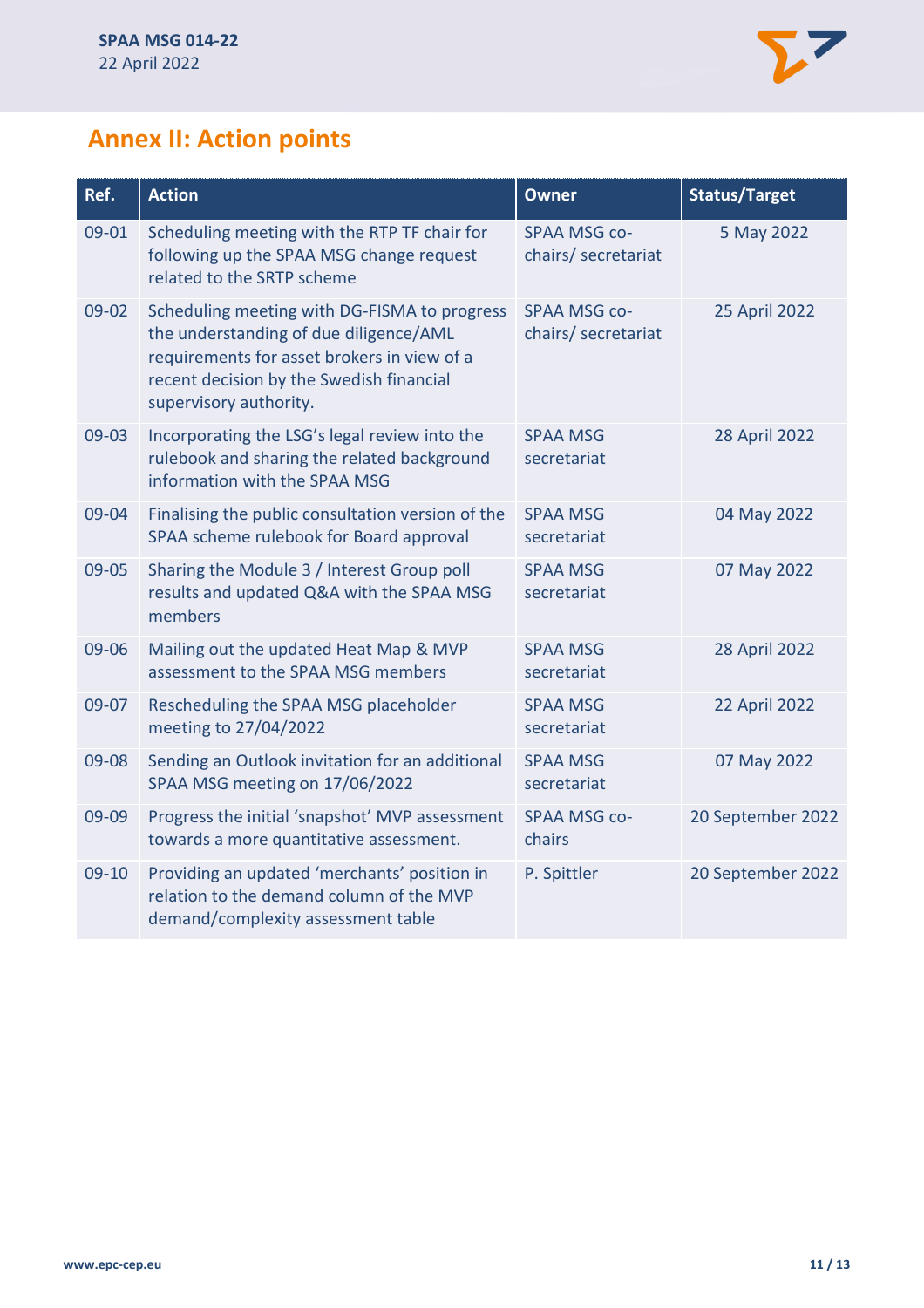## Annex II: Action points

| Ref. | Action | Owner | Status/Target |
|---|---|---|---|
| 09-01 | Scheduling meeting with the RTP TF chair for following up the SPAA MSG change request related to the SRTP scheme | SPAA MSG co-chairs/ secretariat | 5 May 2022 |
| 09-02 | Scheduling meeting with DG-FISMA to progress the understanding of due diligence/AML requirements for asset brokers in view of a recent decision by the Swedish financial supervisory authority. | SPAA MSG co-chairs/ secretariat | 25 April 2022 |
| 09-03 | Incorporating the LSG's legal review into the rulebook and sharing the related background information with the SPAA MSG | SPAA MSG secretariat | 28 April 2022 |
| 09-04 | Finalising the public consultation version of the SPAA scheme rulebook for Board approval | SPAA MSG secretariat | 04 May 2022 |
| 09-05 | Sharing the Module 3 / Interest Group poll results and updated Q&A with the SPAA MSG members | SPAA MSG secretariat | 07 May 2022 |
| 09-06 | Mailing out the updated Heat Map & MVP assessment to the SPAA MSG members | SPAA MSG secretariat | 28 April 2022 |
| 09-07 | Rescheduling the SPAA MSG placeholder meeting to 27/04/2022 | SPAA MSG secretariat | 22 April 2022 |
| 09-08 | Sending an Outlook invitation for an additional SPAA MSG meeting on 17/06/2022 | SPAA MSG secretariat | 07 May 2022 |
| 09-09 | Progress the initial 'snapshot' MVP assessment towards a more quantitative assessment. | SPAA MSG co-chairs | 20 September 2022 |
| 09-10 | Providing an updated 'merchants' position in relation to the demand column of the MVP demand/complexity assessment table | P. Spittler | 20 September 2022 |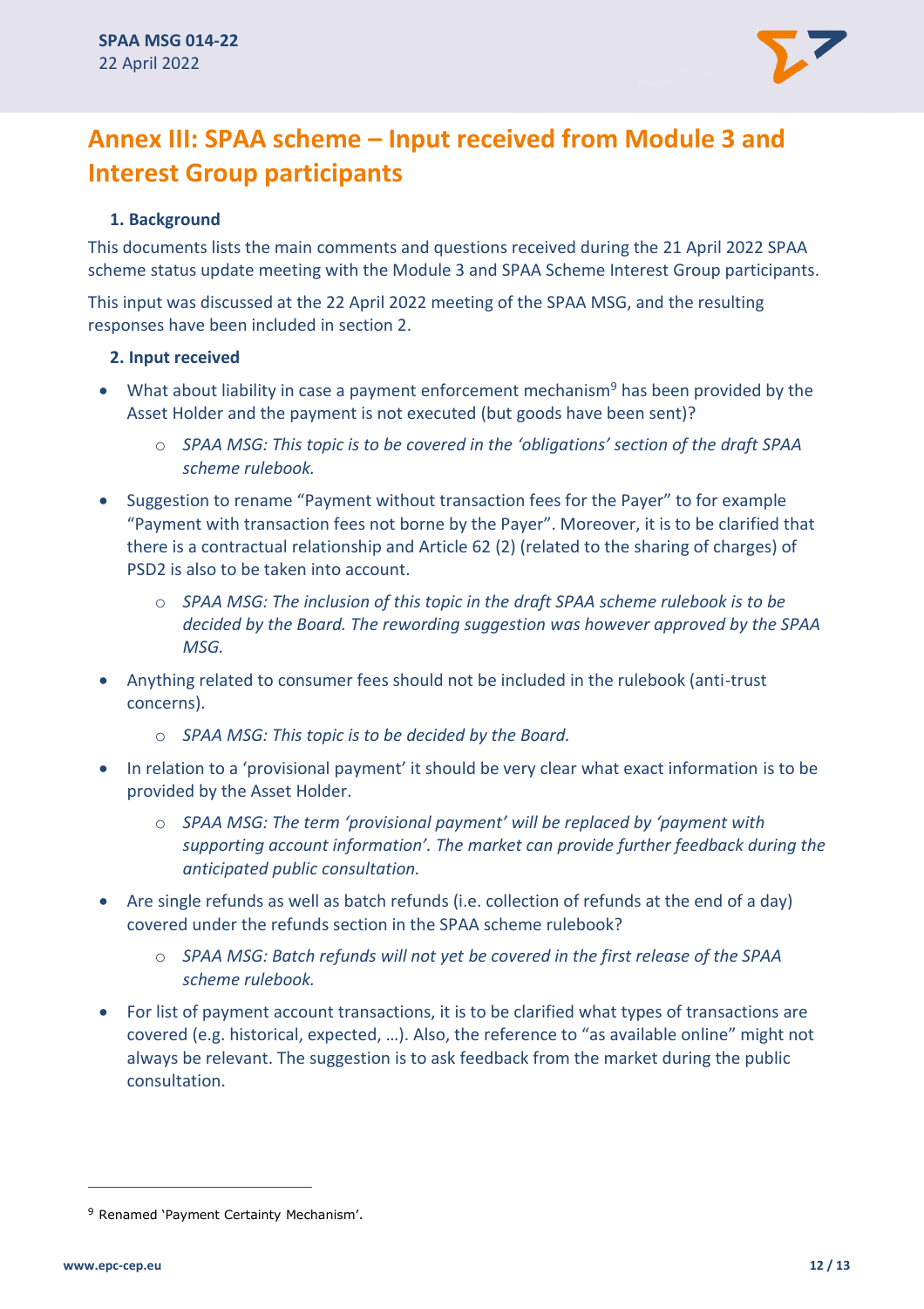# Annex III: SPAA scheme – Input received from Module 3 and Interest Group participants

### 1. Background

This documents lists the main comments and questions received during the 21 April 2022 SPAA scheme status update meeting with the Module 3 and SPAA Scheme Interest Group participants.

This input was discussed at the 22 April 2022 meeting of the SPAA MSG, and the resulting responses have been included in section 2.

### 2. Input received

- What about liability in case a payment enforcement mechanism[9] has been provided by the Asset Holder and the payment is not executed (but goods have been sent)?
  - *SPAA MSG: This topic is to be covered in the 'obligations' section of the draft SPAA scheme rulebook.*
- Suggestion to rename "Payment without transaction fees for the Payer" to for example "Payment with transaction fees not borne by the Payer". Moreover, it is to be clarified that there is a contractual relationship and Article 62 (2) (related to the sharing of charges) of PSD2 is also to be taken into account.
  - *SPAA MSG: The inclusion of this topic in the draft SPAA scheme rulebook is to be decided by the Board. The rewording suggestion was however approved by the SPAA MSG.*
- Anything related to consumer fees should not be included in the rulebook (anti-trust concerns).
  - *SPAA MSG: This topic is to be decided by the Board.*
- In relation to a 'provisional payment' it should be very clear what exact information is to be provided by the Asset Holder.
  - *SPAA MSG: The term 'provisional payment' will be replaced by 'payment with supporting account information'. The market can provide further feedback during the anticipated public consultation.*
- Are single refunds as well as batch refunds (i.e. collection of refunds at the end of a day) covered under the refunds section in the SPAA scheme rulebook?
  - *SPAA MSG: Batch refunds will not yet be covered in the first release of the SPAA scheme rulebook.*
- For list of payment account transactions, it is to be clarified what types of transactions are covered (e.g. historical, expected, …). Also, the reference to "as available online" might not always be relevant. The suggestion is to ask feedback from the market during the public consultation.

---

[9] Renamed 'Payment Certainty Mechanism'.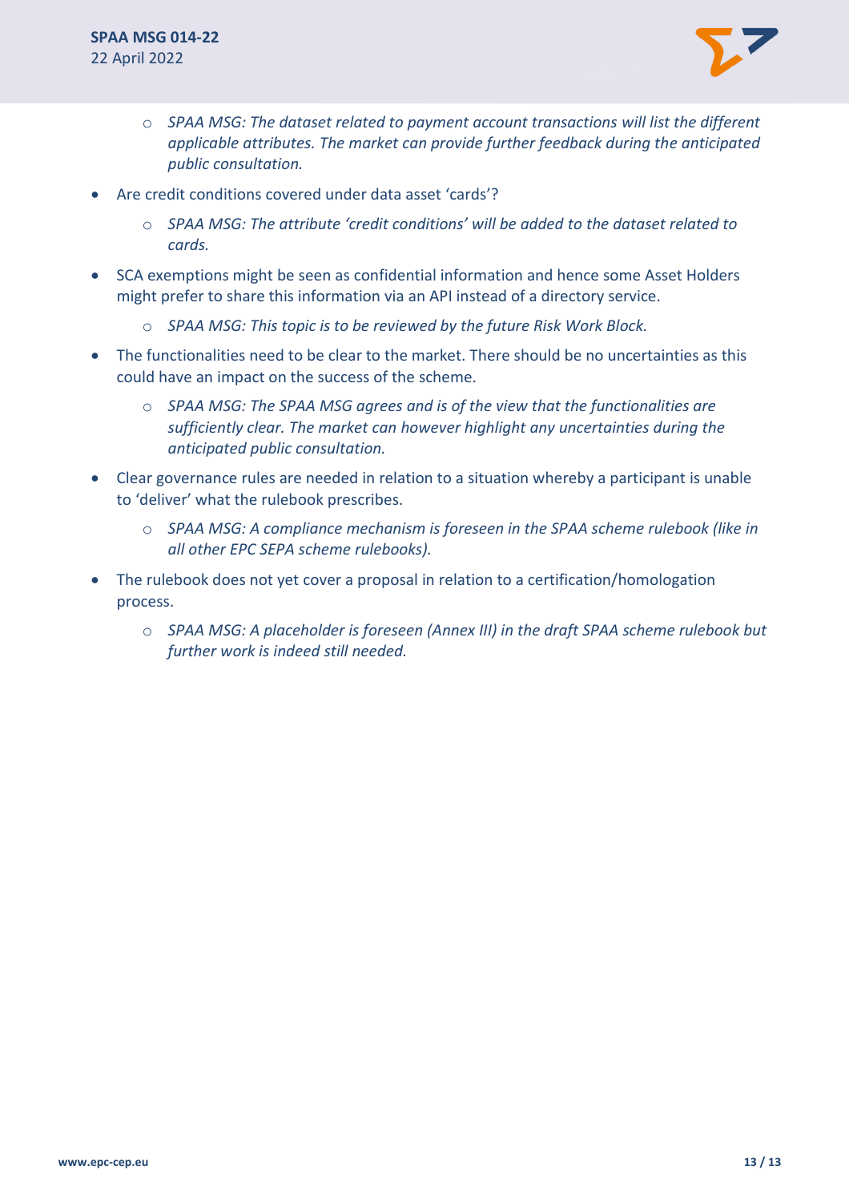- *SPAA MSG: The dataset related to payment account transactions will list the different applicable attributes. The market can provide further feedback during the anticipated public consultation.*
- Are credit conditions covered under data asset 'cards'?
    - *SPAA MSG: The attribute 'credit conditions' will be added to the dataset related to cards.*
- SCA exemptions might be seen as confidential information and hence some Asset Holders might prefer to share this information via an API instead of a directory service.
    - *SPAA MSG: This topic is to be reviewed by the future Risk Work Block.*
- The functionalities need to be clear to the market. There should be no uncertainties as this could have an impact on the success of the scheme.
    - *SPAA MSG: The SPAA MSG agrees and is of the view that the functionalities are sufficiently clear. The market can however highlight any uncertainties during the anticipated public consultation.*
- Clear governance rules are needed in relation to a situation whereby a participant is unable to 'deliver' what the rulebook prescribes.
    - *SPAA MSG: A compliance mechanism is foreseen in the SPAA scheme rulebook (like in all other EPC SEPA scheme rulebooks).*
- The rulebook does not yet cover a proposal in relation to a certification/homologation process.
    - *SPAA MSG: A placeholder is foreseen (Annex III) in the draft SPAA scheme rulebook but further work is indeed still needed.*